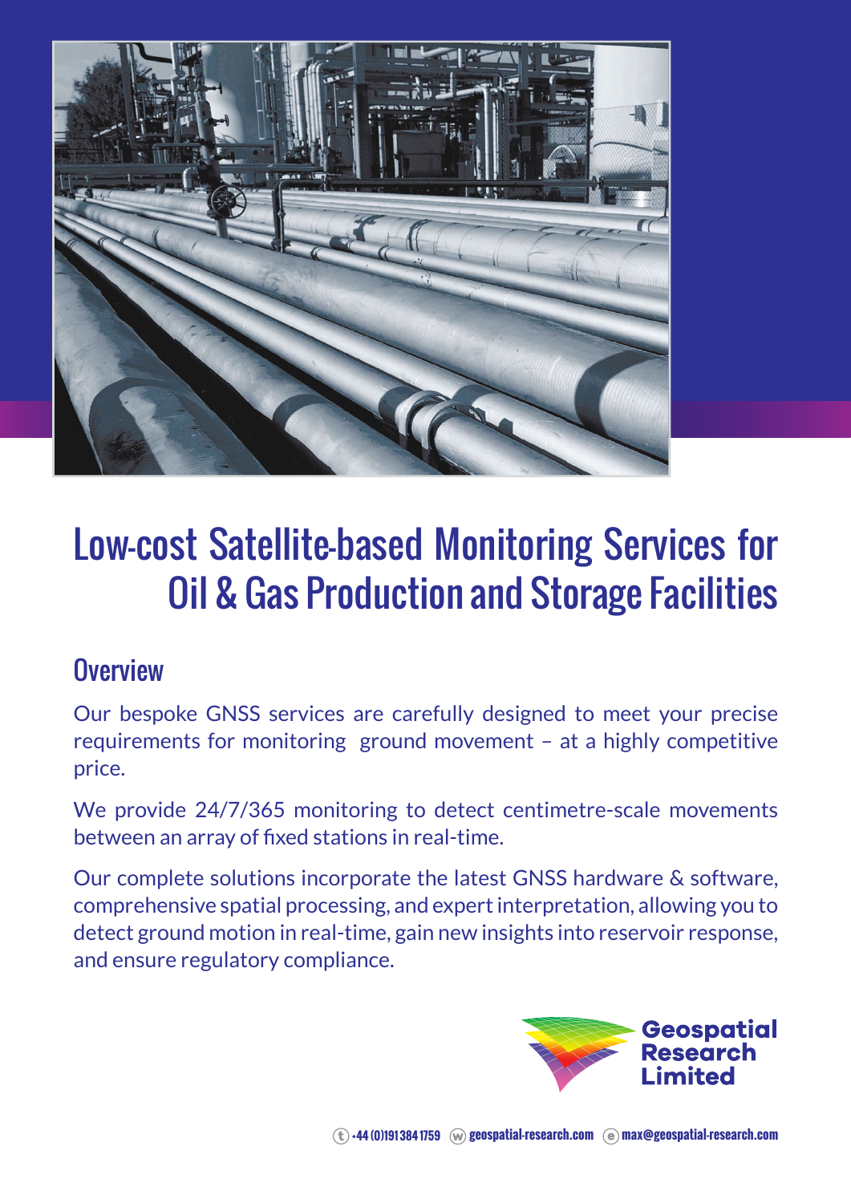# Low-cost Satellite-based Monitoring Services for Oil & Gas Production and Storage Facilities

## Overview

Our bespoke GNSS services are carefully designed to meet your precise requirements for monitoring ground movement – at a highly competitive price.

We provide 24/7/365 monitoring to detect centimetre-scale movements between an array of fixed stations in real-time.

Our complete solutions incorporate the latest GNSS hardware & software, comprehensive spatial processing, and expert interpretation, allowing you to detect ground motion in real-time, gain new insights into reservoir response, and ensure regulatory compliance.

Geospatial Research Limited

(t) +44 (0)191 384 1759 (w) geospatial-research.com (e) max@geospatial-research.com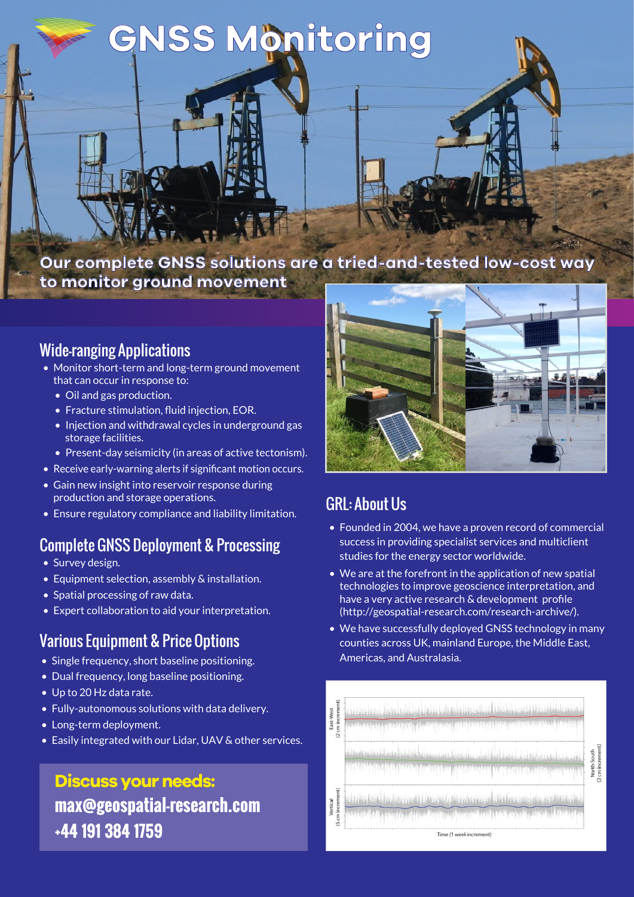# GNSS Monitoring

**Our complete GNSS solutions are a tried-and-tested low-cost way to monitor ground movement**

## Wide-ranging Applications

- Monitor short-term and long-term ground movement that can occur in response to:
  - Oil and gas production.
  - Fracture stimulation, fluid injection, EOR.
  - Injection and withdrawal cycles in underground gas storage facilities.
  - Present-day seismicity (in areas of active tectonism).
- Receive early-warning alerts if significant motion occurs.
- Gain new insight into reservoir response during production and storage operations.
- Ensure regulatory compliance and liability limitation.

## Complete GNSS Deployment & Processing

- Survey design.
- Equipment selection, assembly & installation.
- Spatial processing of raw data.
- Expert collaboration to aid your interpretation.

## Various Equipment & Price Options

- Single frequency, short baseline positioning.
- Dual frequency, long baseline positioning.
- Up to 20 Hz data rate.
- Fully-autonomous solutions with data delivery.
- Long-term deployment.
- Easily integrated with our Lidar, UAV & other services.

**Discuss your needs:**
**max@geospatial-research.com**
**+44 191 384 1759**

## GRL: About Us

- Founded in 2004, we have a proven record of commercial success in providing specialist services and multiclient studies for the energy sector worldwide.
- We are at the forefront in the application of new spatial technologies to improve geoscience interpretation, and have a very active research & development profile (http://geospatial-research.com/research-archive/).
- We have successfully deployed GNSS technology in many counties across UK, mainland Europe, the Middle East, Americas, and Australasia.

East-West (2 cm increment)
North-South (2 cm increment)
Vertical (5 cm increment)
Time (1 week increment)